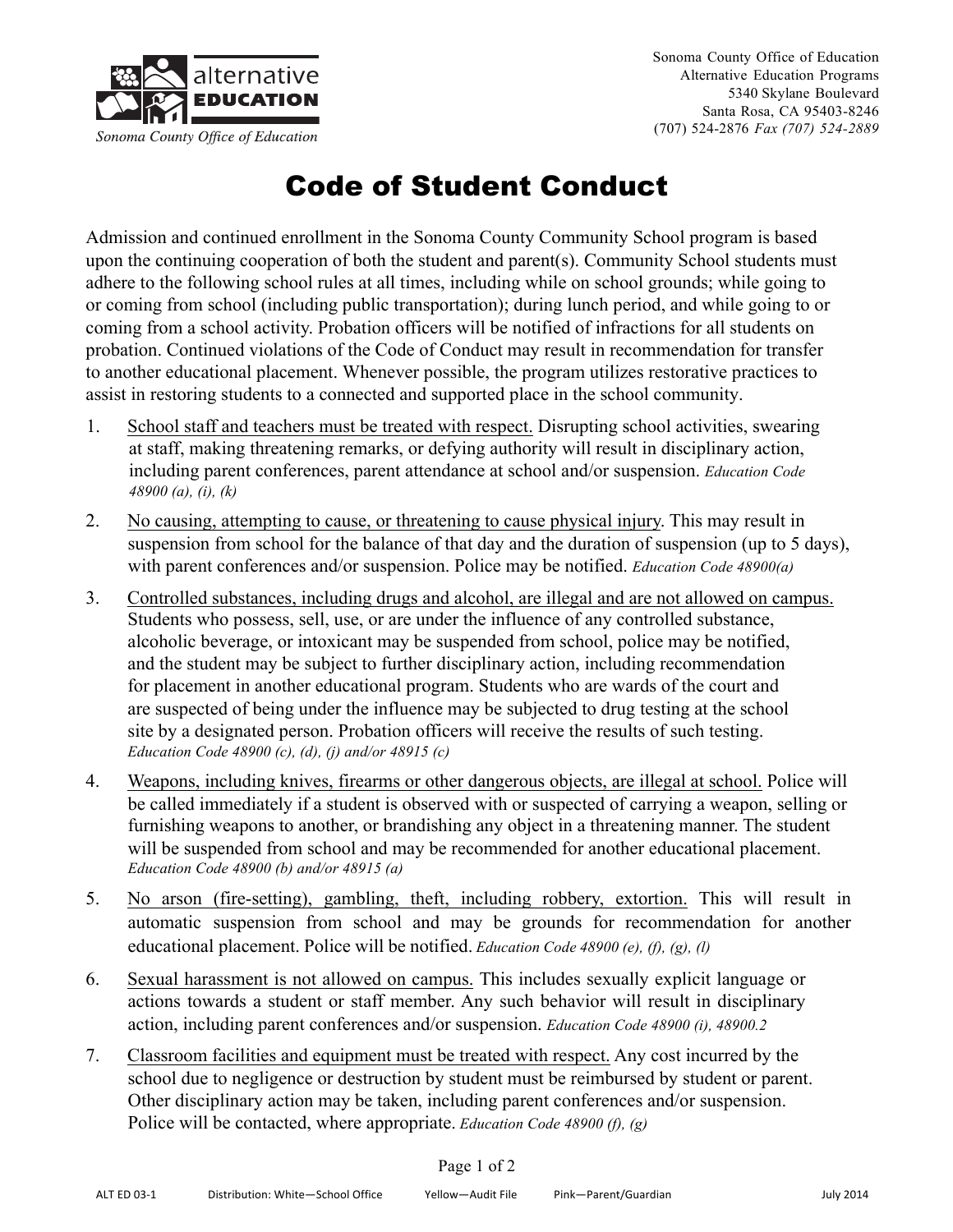alternative **EDUCATION**

*Sonoma County Office of Education*

Sonoma County Office of Education
Alternative Education Programs
5340 Skylane Boulevard
Santa Rosa, CA 95403-8246
(707) 524-2876 *Fax (707) 524-2889*

# Code of Student Conduct

Admission and continued enrollment in the Sonoma County Community School program is based upon the continuing cooperation of both the student and parent(s). Community School students must adhere to the following school rules at all times, including while on school grounds; while going to or coming from school (including public transportation); during lunch period, and while going to or coming from a school activity. Probation officers will be notified of infractions for all students on probation. Continued violations of the Code of Conduct may result in recommendation for transfer to another educational placement. Whenever possible, the program utilizes restorative practices to assist in restoring students to a connected and supported place in the school community.

1. <u>School staff and teachers must be treated with respect.</u> Disrupting school activities, swearing at staff, making threatening remarks, or defying authority will result in disciplinary action, including parent conferences, parent attendance at school and/or suspension. *Education Code 48900 (a), (i), (k)*

2. <u>No causing, attempting to cause, or threatening to cause physical injury</u>. This may result in suspension from school for the balance of that day and the duration of suspension (up to 5 days), with parent conferences and/or suspension. Police may be notified. *Education Code 48900(a)*

3. <u>Controlled substances, including drugs and alcohol, are illegal and are not allowed on campus.</u> Students who possess, sell, use, or are under the influence of any controlled substance, alcoholic beverage, or intoxicant may be suspended from school, police may be notified, and the student may be subject to further disciplinary action, including recommendation for placement in another educational program. Students who are wards of the court and are suspected of being under the influence may be subjected to drug testing at the school site by a designated person. Probation officers will receive the results of such testing. *Education Code 48900 (c), (d), (j) and/or 48915 (c)*

4. <u>Weapons, including knives, firearms or other dangerous objects, are illegal at school.</u> Police will be called immediately if a student is observed with or suspected of carrying a weapon, selling or furnishing weapons to another, or brandishing any object in a threatening manner. The student will be suspended from school and may be recommended for another educational placement. *Education Code 48900 (b) and/or 48915 (a)*

5. <u>No arson (fire-setting), gambling, theft, including robbery, extortion.</u> This will result in automatic suspension from school and may be grounds for recommendation for another educational placement. Police will be notified. *Education Code 48900 (e), (f), (g), (l)*

6. <u>Sexual harassment is not allowed on campus.</u> This includes sexually explicit language or actions towards a student or staff member. Any such behavior will result in disciplinary action, including parent conferences and/or suspension. *Education Code 48900 (i), 48900.2*

7. <u>Classroom facilities and equipment must be treated with respect.</u> Any cost incurred by the school due to negligence or destruction by student must be reimbursed by student or parent. Other disciplinary action may be taken, including parent conferences and/or suspension. Police will be contacted, where appropriate. *Education Code 48900 (f), (g)*

ALT ED 03-1 Distribution: White—School Office Yellow—Audit File Pink—Parent/Guardian July 2014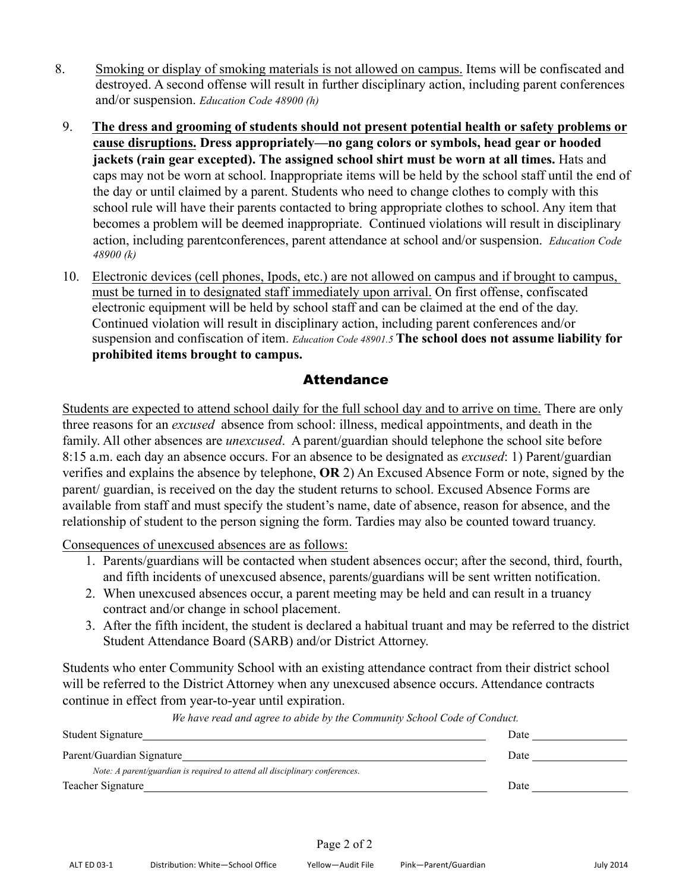8. Smoking or display of smoking materials is not allowed on campus. Items will be confiscated and destroyed. A second offense will result in further disciplinary action, including parent conferences and/or suspension. *Education Code 48900 (h)*

9. **The dress and grooming of students should not present potential health or safety problems or cause disruptions. Dress appropriately—no gang colors or symbols, head gear or hooded jackets (rain gear excepted). The assigned school shirt must be worn at all times.** Hats and caps may not be worn at school. Inappropriate items will be held by the school staff until the end of the day or until claimed by a parent. Students who need to change clothes to comply with this school rule will have their parents contacted to bring appropriate clothes to school. Any item that becomes a problem will be deemed inappropriate. Continued violations will result in disciplinary action, including parentconferences, parent attendance at school and/or suspension. *Education Code 48900 (k)*

10. Electronic devices (cell phones, Ipods, etc.) are not allowed on campus and if brought to campus, must be turned in to designated staff immediately upon arrival. On first offense, confiscated electronic equipment will be held by school staff and can be claimed at the end of the day. Continued violation will result in disciplinary action, including parent conferences and/or suspension and confiscation of item. *Education Code 48901.5* **The school does not assume liability for prohibited items brought to campus.**

## Attendance

Students are expected to attend school daily for the full school day and to arrive on time. There are only three reasons for an *excused* absence from school: illness, medical appointments, and death in the family. All other absences are *unexcused*. A parent/guardian should telephone the school site before 8:15 a.m. each day an absence occurs. For an absence to be designated as *excused*: 1) Parent/guardian verifies and explains the absence by telephone, **OR** 2) An Excused Absence Form or note, signed by the parent/ guardian, is received on the day the student returns to school. Excused Absence Forms are available from staff and must specify the student's name, date of absence, reason for absence, and the relationship of student to the person signing the form. Tardies may also be counted toward truancy.

Consequences of unexcused absences are as follows:

1. Parents/guardians will be contacted when student absences occur; after the second, third, fourth, and fifth incidents of unexcused absence, parents/guardians will be sent written notification.
2. When unexcused absences occur, a parent meeting may be held and can result in a truancy contract and/or change in school placement.
3. After the fifth incident, the student is declared a habitual truant and may be referred to the district Student Attendance Board (SARB) and/or District Attorney.

Students who enter Community School with an existing attendance contract from their district school will be referred to the District Attorney when any unexcused absence occurs. Attendance contracts continue in effect from year-to-year until expiration.

*We have read and agree to abide by the Community School Code of Conduct.*

Student Signature\_\_\_\_\_\_\_\_\_\_\_\_\_\_\_\_\_\_\_\_\_\_\_\_ Date \_\_\_\_\_\_\_\_\_\_

Parent/Guardian Signature\_\_\_\_\_\_\_\_\_\_\_\_\_\_\_\_\_\_\_\_\_\_\_\_ Date \_\_\_\_\_\_\_\_\_\_

*Note: A parent/guardian is required to attend all disciplinary conferences.*

Teacher Signature\_\_\_\_\_\_\_\_\_\_\_\_\_\_\_\_\_\_\_\_\_\_\_\_ Date \_\_\_\_\_\_\_\_\_\_

ALT ED 03-1 Distribution: White—School Office Yellow—Audit File Pink—Parent/Guardian July 2014